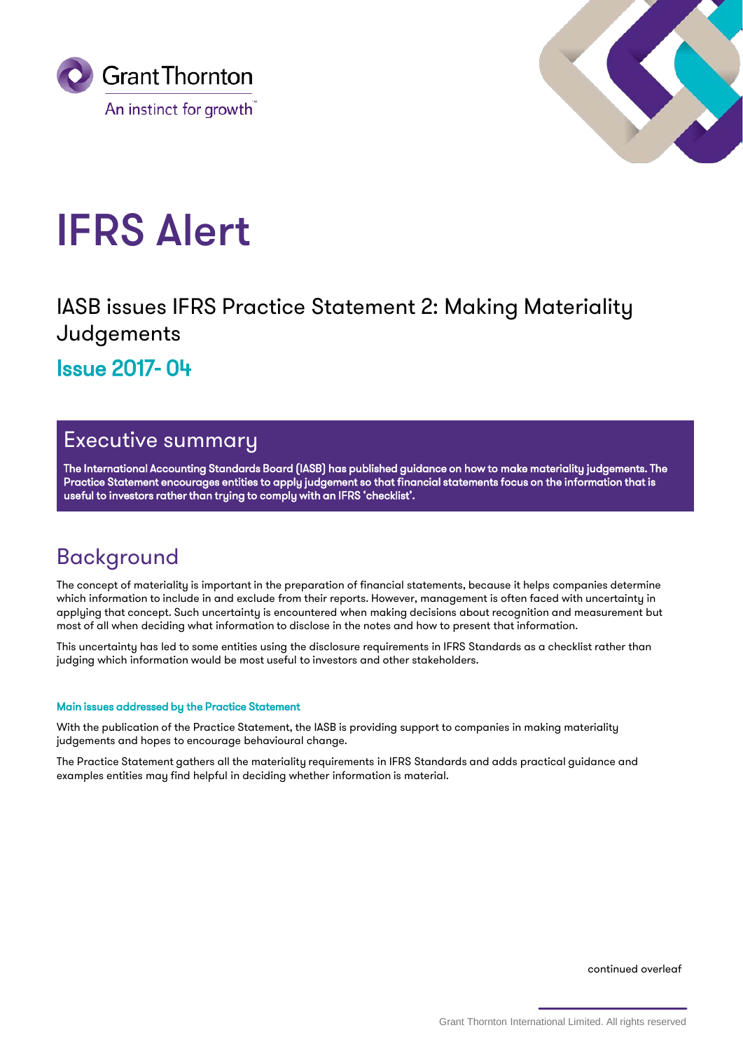Grant Thornton

An instinct for growth

# IFRS Alert

## IASB issues IFRS Practice Statement 2: Making Materiality Judgements

### Issue 2017- 04

## Executive summary

**The International Accounting Standards Board (IASB) has published guidance on how to make materiality judgements. The Practice Statement encourages entities to apply judgement so that financial statements focus on the information that is useful to investors rather than trying to comply with an IFRS 'checklist'.**

## Background

The concept of materiality is important in the preparation of financial statements, because it helps companies determine which information to include in and exclude from their reports. However, management is often faced with uncertainty in applying that concept. Such uncertainty is encountered when making decisions about recognition and measurement but most of all when deciding what information to disclose in the notes and how to present that information.

This uncertainty has led to some entities using the disclosure requirements in IFRS Standards as a checklist rather than judging which information would be most useful to investors and other stakeholders.

#### Main issues addressed by the Practice Statement

With the publication of the Practice Statement, the IASB is providing support to companies in making materiality judgements and hopes to encourage behavioural change.

The Practice Statement gathers all the materiality requirements in IFRS Standards and adds practical guidance and examples entities may find helpful in deciding whether information is material.

continued overleaf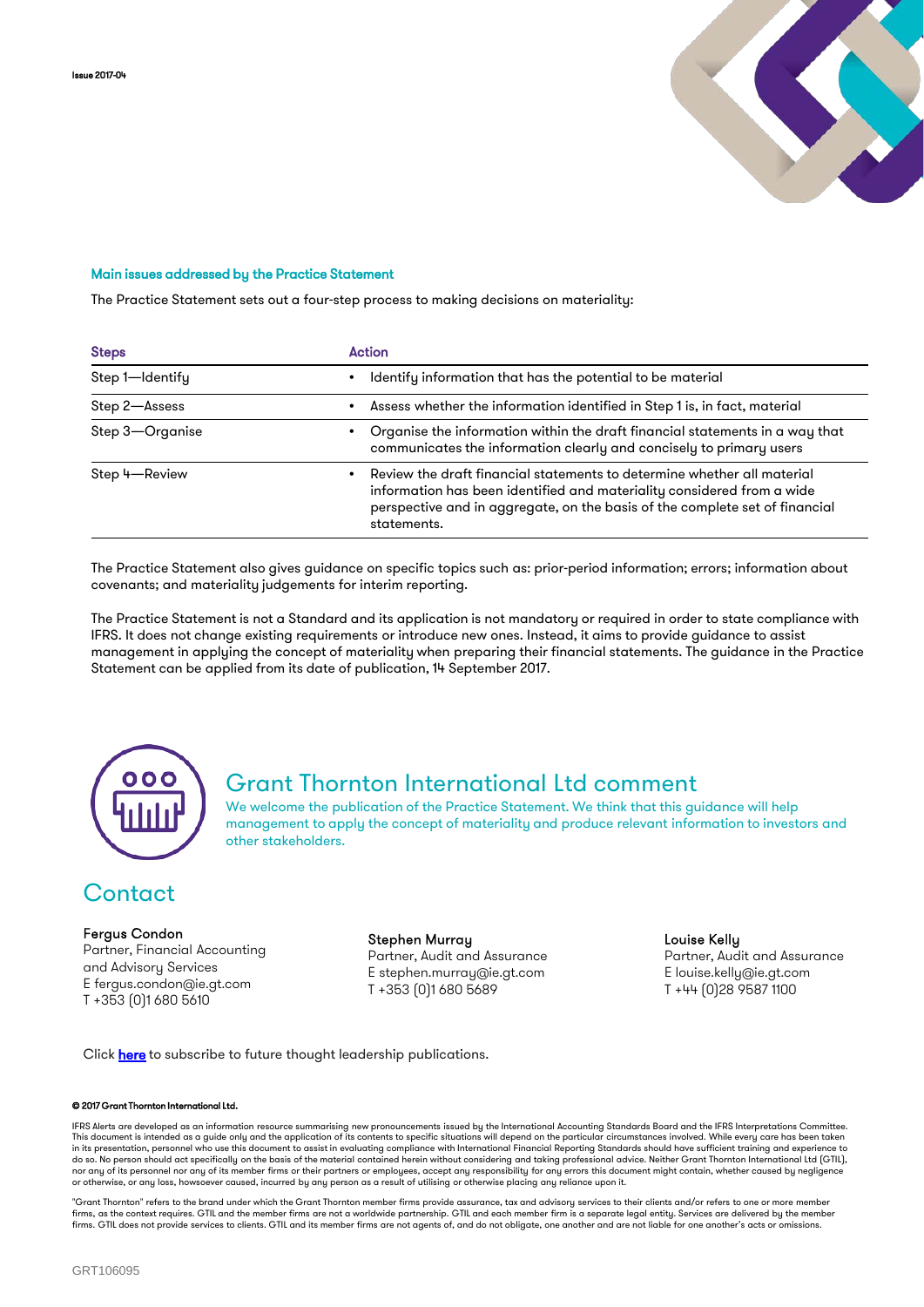### Main issues addressed by the Practice Statement

The Practice Statement sets out a four-step process to making decisions on materiality:

| Steps | Action |
|---|---|
| Step 1—Identify | • Identify information that has the potential to be material |
| Step 2—Assess | • Assess whether the information identified in Step 1 is, in fact, material |
| Step 3—Organise | • Organise the information within the draft financial statements in a way that communicates the information clearly and concisely to primary users |
| Step 4—Review | • Review the draft financial statements to determine whether all material information has been identified and materiality considered from a wide perspective and in aggregate, on the basis of the complete set of financial statements. |

The Practice Statement also gives guidance on specific topics such as: prior-period information; errors; information about covenants; and materiality judgements for interim reporting.

The Practice Statement is not a Standard and its application is not mandatory or required in order to state compliance with IFRS. It does not change existing requirements or introduce new ones. Instead, it aims to provide guidance to assist management in applying the concept of materiality when preparing their financial statements. The guidance in the Practice Statement can be applied from its date of publication, 14 September 2017.

## Grant Thornton International Ltd comment

We welcome the publication of the Practice Statement. We think that this guidance will help management to apply the concept of materiality and produce relevant information to investors and other stakeholders.

## Contact

**Fergus Condon**
Partner, Financial Accounting and Advisory Services
E fergus.condon@ie.gt.com
T +353 (0)1 680 5610

**Stephen Murray**
Partner, Audit and Assurance
E stephen.murray@ie.gt.com
T +353 (0)1 680 5689

**Louise Kelly**
Partner, Audit and Assurance
E louise.kelly@ie.gt.com
T +44 (0)28 9587 1100

Click **here** to subscribe to future thought leadership publications.

**© 2017 Grant Thornton International Ltd.**

IFRS Alerts are developed as an information resource summarising new pronouncements issued by the International Accounting Standards Board and the IFRS Interpretations Committee. This document is intended as a guide only and the application of its contents to specific situations will depend on the particular circumstances involved. While every care has been taken in its presentation, personnel who use this document to assist in evaluating compliance with International Financial Reporting Standards should have sufficient training and experience to do so. No person should act specifically on the basis of the material contained herein without considering and taking professional advice. Neither Grant Thornton International Ltd (GTIL), nor any of its personnel nor any of its member firms or their partners or employees, accept any responsibility for any errors this document might contain, whether caused by negligence or otherwise, or any loss, howsoever caused, incurred by any person as a result of utilising or otherwise placing any reliance upon it.

"Grant Thornton" refers to the brand under which the Grant Thornton member firms provide assurance, tax and advisory services to their clients and/or refers to one or more member firms, as the context requires. GTIL and the member firms are not a worldwide partnership. GTIL and each member firm is a separate legal entity. Services are delivered by the member firms. GTIL does not provide services to clients. GTIL and its member firms are not agents of, and do not obligate, one another and are not liable for one another's acts or omissions.

GRT106095